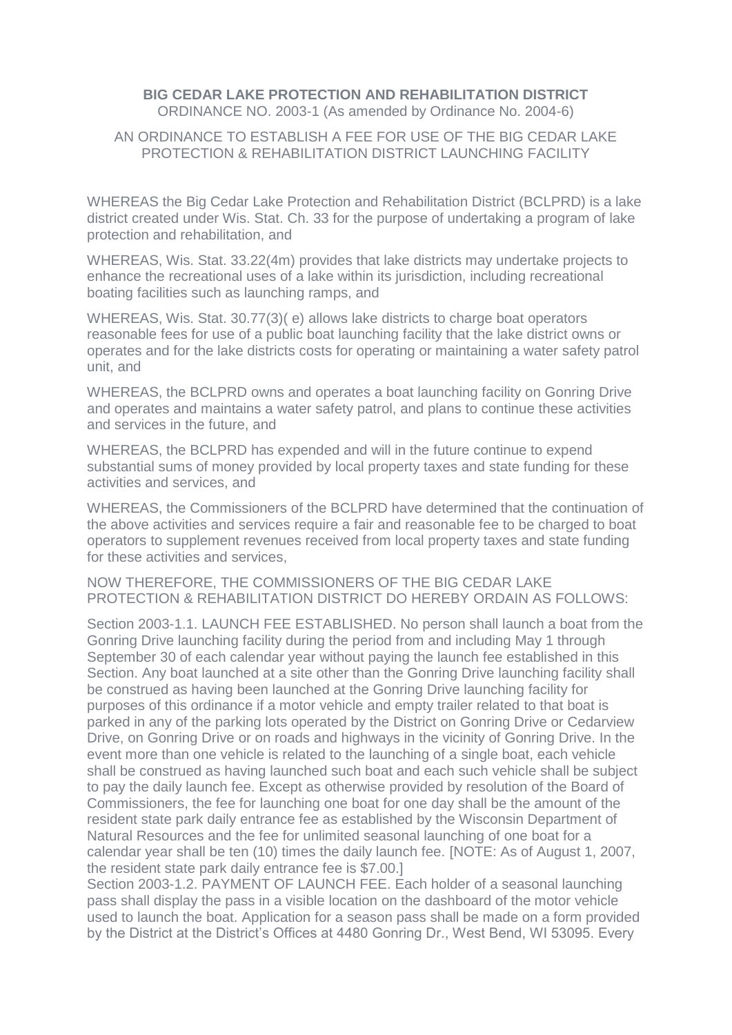**BIG CEDAR LAKE PROTECTION AND REHABILITATION DISTRICT**
ORDINANCE NO. 2003-1 (As amended by Ordinance No. 2004-6)

AN ORDINANCE TO ESTABLISH A FEE FOR USE OF THE BIG CEDAR LAKE PROTECTION & REHABILITATION DISTRICT LAUNCHING FACILITY

WHEREAS the Big Cedar Lake Protection and Rehabilitation District (BCLPRD) is a lake district created under Wis. Stat. Ch. 33 for the purpose of undertaking a program of lake protection and rehabilitation, and

WHEREAS, Wis. Stat. 33.22(4m) provides that lake districts may undertake projects to enhance the recreational uses of a lake within its jurisdiction, including recreational boating facilities such as launching ramps, and

WHEREAS, Wis. Stat. 30.77(3)( e) allows lake districts to charge boat operators reasonable fees for use of a public boat launching facility that the lake district owns or operates and for the lake districts costs for operating or maintaining a water safety patrol unit, and

WHEREAS, the BCLPRD owns and operates a boat launching facility on Gonring Drive and operates and maintains a water safety patrol, and plans to continue these activities and services in the future, and

WHEREAS, the BCLPRD has expended and will in the future continue to expend substantial sums of money provided by local property taxes and state funding for these activities and services, and

WHEREAS, the Commissioners of the BCLPRD have determined that the continuation of the above activities and services require a fair and reasonable fee to be charged to boat operators to supplement revenues received from local property taxes and state funding for these activities and services,

NOW THEREFORE, THE COMMISSIONERS OF THE BIG CEDAR LAKE PROTECTION & REHABILITATION DISTRICT DO HEREBY ORDAIN AS FOLLOWS:

Section 2003-1.1. LAUNCH FEE ESTABLISHED. No person shall launch a boat from the Gonring Drive launching facility during the period from and including May 1 through September 30 of each calendar year without paying the launch fee established in this Section. Any boat launched at a site other than the Gonring Drive launching facility shall be construed as having been launched at the Gonring Drive launching facility for purposes of this ordinance if a motor vehicle and empty trailer related to that boat is parked in any of the parking lots operated by the District on Gonring Drive or Cedarview Drive, on Gonring Drive or on roads and highways in the vicinity of Gonring Drive. In the event more than one vehicle is related to the launching of a single boat, each vehicle shall be construed as having launched such boat and each such vehicle shall be subject to pay the daily launch fee. Except as otherwise provided by resolution of the Board of Commissioners, the fee for launching one boat for one day shall be the amount of the resident state park daily entrance fee as established by the Wisconsin Department of Natural Resources and the fee for unlimited seasonal launching of one boat for a calendar year shall be ten (10) times the daily launch fee. [NOTE: As of August 1, 2007, the resident state park daily entrance fee is $7.00.]

Section 2003-1.2. PAYMENT OF LAUNCH FEE. Each holder of a seasonal launching pass shall display the pass in a visible location on the dashboard of the motor vehicle used to launch the boat. Application for a season pass shall be made on a form provided by the District at the District's Offices at 4480 Gonring Dr., West Bend, WI 53095. Every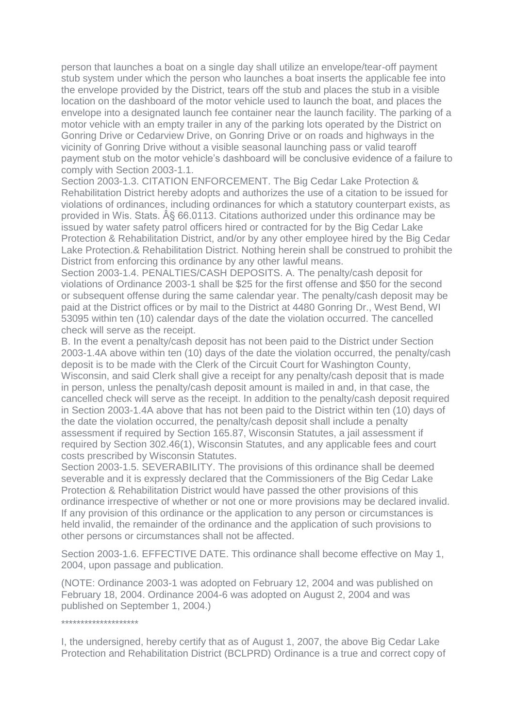person that launches a boat on a single day shall utilize an envelope/tear-off payment stub system under which the person who launches a boat inserts the applicable fee into the envelope provided by the District, tears off the stub and places the stub in a visible location on the dashboard of the motor vehicle used to launch the boat, and places the envelope into a designated launch fee container near the launch facility. The parking of a motor vehicle with an empty trailer in any of the parking lots operated by the District on Gonring Drive or Cedarview Drive, on Gonring Drive or on roads and highways in the vicinity of Gonring Drive without a visible seasonal launching pass or valid tearoff payment stub on the motor vehicle's dashboard will be conclusive evidence of a failure to comply with Section 2003-1.1.

Section 2003-1.3. CITATION ENFORCEMENT. The Big Cedar Lake Protection & Rehabilitation District hereby adopts and authorizes the use of a citation to be issued for violations of ordinances, including ordinances for which a statutory counterpart exists, as provided in Wis. Stats. Â§ 66.0113. Citations authorized under this ordinance may be issued by water safety patrol officers hired or contracted for by the Big Cedar Lake Protection & Rehabilitation District, and/or by any other employee hired by the Big Cedar Lake Protection.& Rehabilitation District. Nothing herein shall be construed to prohibit the District from enforcing this ordinance by any other lawful means.

Section 2003-1.4. PENALTIES/CASH DEPOSITS. A. The penalty/cash deposit for violations of Ordinance 2003-1 shall be $25 for the first offense and $50 for the second or subsequent offense during the same calendar year. The penalty/cash deposit may be paid at the District offices or by mail to the District at 4480 Gonring Dr., West Bend, WI 53095 within ten (10) calendar days of the date the violation occurred. The cancelled check will serve as the receipt.

B. In the event a penalty/cash deposit has not been paid to the District under Section 2003-1.4A above within ten (10) days of the date the violation occurred, the penalty/cash deposit is to be made with the Clerk of the Circuit Court for Washington County, Wisconsin, and said Clerk shall give a receipt for any penalty/cash deposit that is made in person, unless the penalty/cash deposit amount is mailed in and, in that case, the cancelled check will serve as the receipt. In addition to the penalty/cash deposit required in Section 2003-1.4A above that has not been paid to the District within ten (10) days of the date the violation occurred, the penalty/cash deposit shall include a penalty assessment if required by Section 165.87, Wisconsin Statutes, a jail assessment if required by Section 302.46(1), Wisconsin Statutes, and any applicable fees and court costs prescribed by Wisconsin Statutes.

Section 2003-1.5. SEVERABILITY. The provisions of this ordinance shall be deemed severable and it is expressly declared that the Commissioners of the Big Cedar Lake Protection & Rehabilitation District would have passed the other provisions of this ordinance irrespective of whether or not one or more provisions may be declared invalid. If any provision of this ordinance or the application to any person or circumstances is held invalid, the remainder of the ordinance and the application of such provisions to other persons or circumstances shall not be affected.

Section 2003-1.6. EFFECTIVE DATE. This ordinance shall become effective on May 1, 2004, upon passage and publication.

(NOTE: Ordinance 2003-1 was adopted on February 12, 2004 and was published on February 18, 2004. Ordinance 2004-6 was adopted on August 2, 2004 and was published on September 1, 2004.)

********************

I, the undersigned, hereby certify that as of August 1, 2007, the above Big Cedar Lake Protection and Rehabilitation District (BCLPRD) Ordinance is a true and correct copy of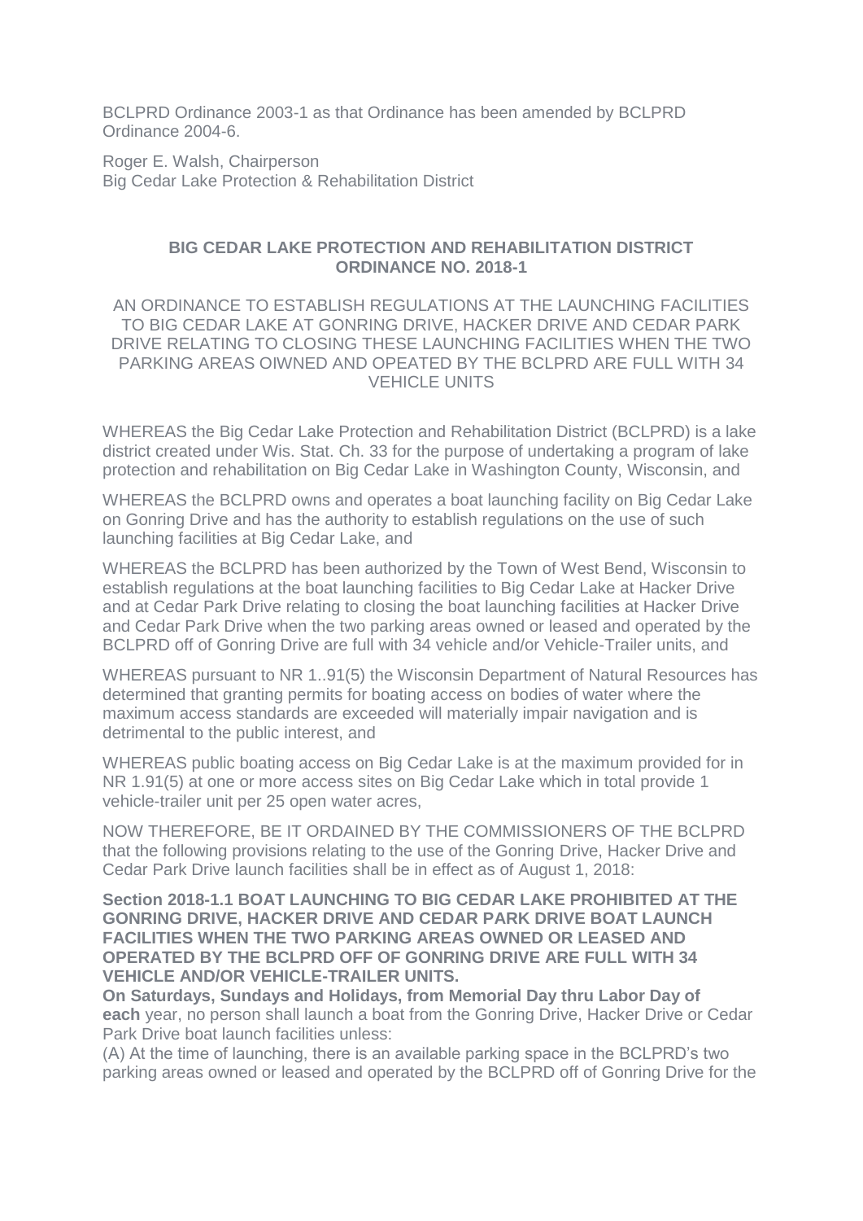BCLPRD Ordinance 2003-1 as that Ordinance has been amended by BCLPRD Ordinance 2004-6.

Roger E. Walsh, Chairperson
Big Cedar Lake Protection & Rehabilitation District

**BIG CEDAR LAKE PROTECTION AND REHABILITATION DISTRICT ORDINANCE NO. 2018-1**

AN ORDINANCE TO ESTABLISH REGULATIONS AT THE LAUNCHING FACILITIES TO BIG CEDAR LAKE AT GONRING DRIVE, HACKER DRIVE AND CEDAR PARK DRIVE RELATING TO CLOSING THESE LAUNCHING FACILITIES WHEN THE TWO PARKING AREAS OIWNED AND OPEATED BY THE BCLPRD ARE FULL WITH 34 VEHICLE UNITS

WHEREAS the Big Cedar Lake Protection and Rehabilitation District (BCLPRD) is a lake district created under Wis. Stat. Ch. 33 for the purpose of undertaking a program of lake protection and rehabilitation on Big Cedar Lake in Washington County, Wisconsin, and

WHEREAS the BCLPRD owns and operates a boat launching facility on Big Cedar Lake on Gonring Drive and has the authority to establish regulations on the use of such launching facilities at Big Cedar Lake, and

WHEREAS the BCLPRD has been authorized by the Town of West Bend, Wisconsin to establish regulations at the boat launching facilities to Big Cedar Lake at Hacker Drive and at Cedar Park Drive relating to closing the boat launching facilities at Hacker Drive and Cedar Park Drive when the two parking areas owned or leased and operated by the BCLPRD off of Gonring Drive are full with 34 vehicle and/or Vehicle-Trailer units, and

WHEREAS pursuant to NR 1..91(5) the Wisconsin Department of Natural Resources has determined that granting permits for boating access on bodies of water where the maximum access standards are exceeded will materially impair navigation and is detrimental to the public interest, and

WHEREAS public boating access on Big Cedar Lake is at the maximum provided for in NR 1.91(5) at one or more access sites on Big Cedar Lake which in total provide 1 vehicle-trailer unit per 25 open water acres,

NOW THEREFORE, BE IT ORDAINED BY THE COMMISSIONERS OF THE BCLPRD that the following provisions relating to the use of the Gonring Drive, Hacker Drive and Cedar Park Drive launch facilities shall be in effect as of August 1, 2018:

**Section 2018-1.1 BOAT LAUNCHING TO BIG CEDAR LAKE PROHIBITED AT THE GONRING DRIVE, HACKER DRIVE AND CEDAR PARK DRIVE BOAT LAUNCH FACILITIES WHEN THE TWO PARKING AREAS OWNED OR LEASED AND OPERATED BY THE BCLPRD OFF OF GONRING DRIVE ARE FULL WITH 34 VEHICLE AND/OR VEHICLE-TRAILER UNITS.**

**On Saturdays, Sundays and Holidays, from Memorial Day thru Labor Day of each** year, no person shall launch a boat from the Gonring Drive, Hacker Drive or Cedar Park Drive boat launch facilities unless:

(A) At the time of launching, there is an available parking space in the BCLPRD's two parking areas owned or leased and operated by the BCLPRD off of Gonring Drive for the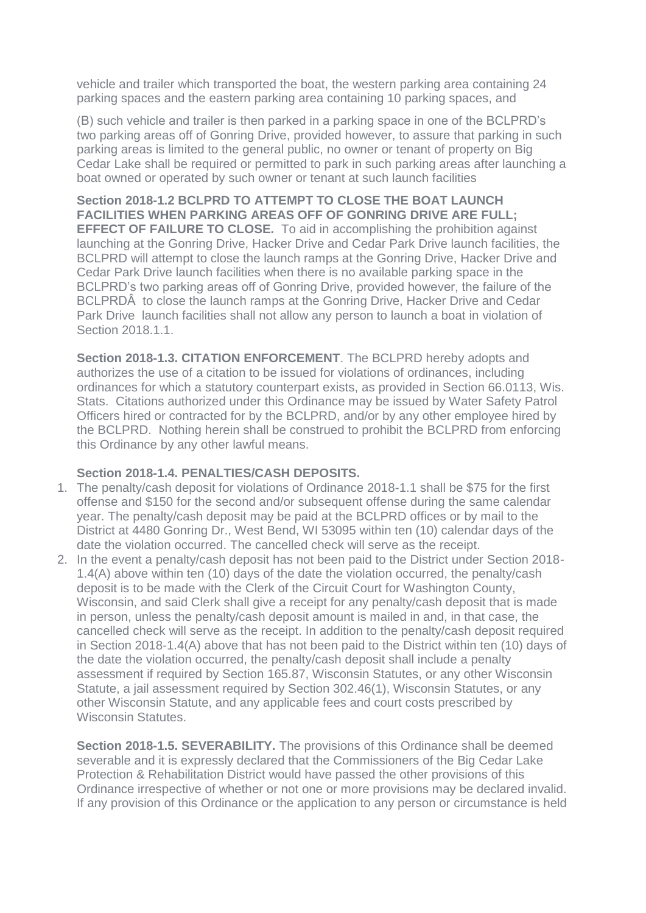vehicle and trailer which transported the boat, the western parking area containing 24 parking spaces and the eastern parking area containing 10 parking spaces, and

(B) such vehicle and trailer is then parked in a parking space in one of the BCLPRD's two parking areas off of Gonring Drive, provided however, to assure that parking in such parking areas is limited to the general public, no owner or tenant of property on Big Cedar Lake shall be required or permitted to park in such parking areas after launching a boat owned or operated by such owner or tenant at such launch facilities

**Section 2018-1.2 BCLPRD TO ATTEMPT TO CLOSE THE BOAT LAUNCH FACILITIES WHEN PARKING AREAS OFF OF GONRING DRIVE ARE FULL; EFFECT OF FAILURE TO CLOSE.** To aid in accomplishing the prohibition against launching at the Gonring Drive, Hacker Drive and Cedar Park Drive launch facilities, the BCLPRD will attempt to close the launch ramps at the Gonring Drive, Hacker Drive and Cedar Park Drive launch facilities when there is no available parking space in the BCLPRD's two parking areas off of Gonring Drive, provided however, the failure of the BCLPRDÂ to close the launch ramps at the Gonring Drive, Hacker Drive and Cedar Park Drive launch facilities shall not allow any person to launch a boat in violation of Section 2018.1.1.

**Section 2018-1.3. CITATION ENFORCEMENT**. The BCLPRD hereby adopts and authorizes the use of a citation to be issued for violations of ordinances, including ordinances for which a statutory counterpart exists, as provided in Section 66.0113, Wis. Stats. Citations authorized under this Ordinance may be issued by Water Safety Patrol Officers hired or contracted for by the BCLPRD, and/or by any other employee hired by the BCLPRD. Nothing herein shall be construed to prohibit the BCLPRD from enforcing this Ordinance by any other lawful means.

**Section 2018-1.4. PENALTIES/CASH DEPOSITS.**

1. The penalty/cash deposit for violations of Ordinance 2018-1.1 shall be $75 for the first offense and $150 for the second and/or subsequent offense during the same calendar year. The penalty/cash deposit may be paid at the BCLPRD offices or by mail to the District at 4480 Gonring Dr., West Bend, WI 53095 within ten (10) calendar days of the date the violation occurred. The cancelled check will serve as the receipt.
2. In the event a penalty/cash deposit has not been paid to the District under Section 2018-1.4(A) above within ten (10) days of the date the violation occurred, the penalty/cash deposit is to be made with the Clerk of the Circuit Court for Washington County, Wisconsin, and said Clerk shall give a receipt for any penalty/cash deposit that is made in person, unless the penalty/cash deposit amount is mailed in and, in that case, the cancelled check will serve as the receipt. In addition to the penalty/cash deposit required in Section 2018-1.4(A) above that has not been paid to the District within ten (10) days of the date the violation occurred, the penalty/cash deposit shall include a penalty assessment if required by Section 165.87, Wisconsin Statutes, or any other Wisconsin Statute, a jail assessment required by Section 302.46(1), Wisconsin Statutes, or any other Wisconsin Statute, and any applicable fees and court costs prescribed by Wisconsin Statutes.

**Section 2018-1.5. SEVERABILITY.** The provisions of this Ordinance shall be deemed severable and it is expressly declared that the Commissioners of the Big Cedar Lake Protection & Rehabilitation District would have passed the other provisions of this Ordinance irrespective of whether or not one or more provisions may be declared invalid. If any provision of this Ordinance or the application to any person or circumstance is held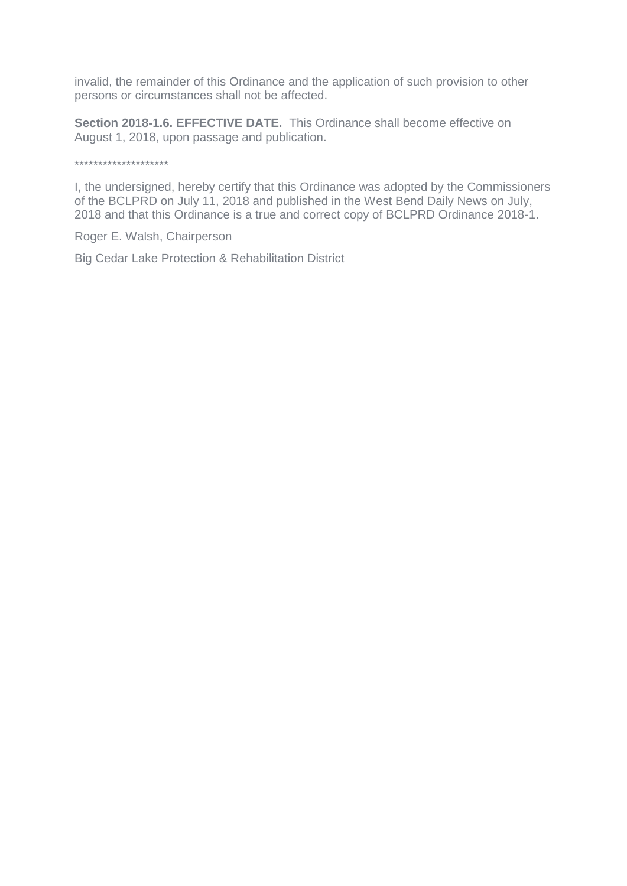invalid, the remainder of this Ordinance and the application of such provision to other persons or circumstances shall not be affected.

**Section 2018-1.6. EFFECTIVE DATE.** This Ordinance shall become effective on August 1, 2018, upon passage and publication.

********************

I, the undersigned, hereby certify that this Ordinance was adopted by the Commissioners of the BCLPRD on July 11, 2018 and published in the West Bend Daily News on July, 2018 and that this Ordinance is a true and correct copy of BCLPRD Ordinance 2018-1.

Roger E. Walsh, Chairperson

Big Cedar Lake Protection & Rehabilitation District